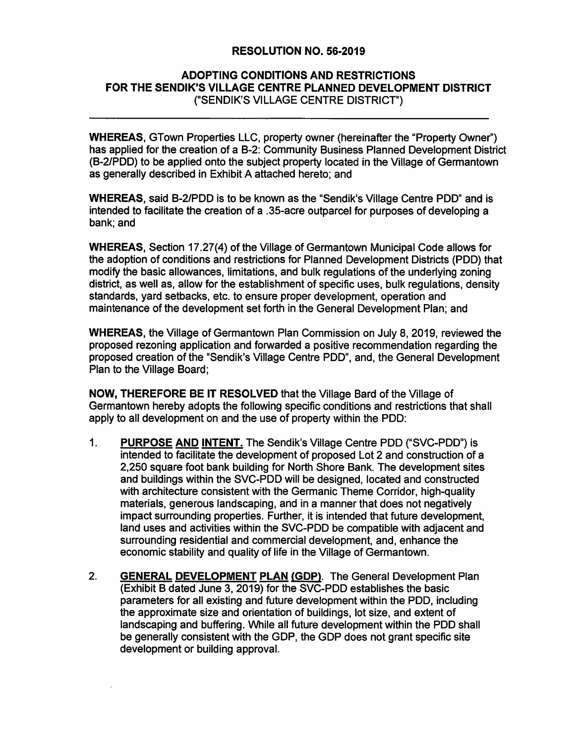# RESOLUTION NO. 56-2019

## ADOPTING CONDITIONS AND RESTRICTIONS FOR THE SENDIK'S VILLAGE CENTRE PLANNED DEVELOPMENT DISTRICT
("SENDIK'S VILLAGE CENTRE DISTRICT")

---

**WHEREAS,** GTown Properties LLC, property owner (hereinafter the "Property Owner") has applied for the creation of a B-2: Community Business Planned Development District (B-2/PDD) to be applied onto the subject property located in the Village of Germantown as generally described in Exhibit A attached hereto; and

**WHEREAS,** said B-2/PDD is to be known as the "Sendik's Village Centre PDD" and is intended to facilitate the creation of a .35-acre outparcel for purposes of developing a bank; and

**WHEREAS,** Section 17.27(4) of the Village of Germantown Municipal Code allows for the adoption of conditions and restrictions for Planned Development Districts (PDD) that modify the basic allowances, limitations, and bulk regulations of the underlying zoning district, as well as, allow for the establishment of specific uses, bulk regulations, density standards, yard setbacks, etc. to ensure proper development, operation and maintenance of the development set forth in the General Development Plan; and

**WHEREAS,** the Village of Germantown Plan Commission on July 8, 2019, reviewed the proposed rezoning application and forwarded a positive recommendation regarding the proposed creation of the "Sendik's Village Centre PDD", and, the General Development Plan to the Village Board;

**NOW, THEREFORE BE IT RESOLVED** that the Village Bard of the Village of Germantown hereby adopts the following specific conditions and restrictions that shall apply to all development on and the use of property within the PDD:

1. **PURPOSE AND INTENT.** The Sendik's Village Centre PDD ("SVC-PDD") is intended to facilitate the development of proposed Lot 2 and construction of a 2,250 square foot bank building for North Shore Bank. The development sites and buildings within the SVC-PDD will be designed, located and constructed with architecture consistent with the Germanic Theme Corridor, high-quality materials, generous landscaping, and in a manner that does not negatively impact surrounding properties. Further, it is intended that future development, land uses and activities within the SVC-PDD be compatible with adjacent and surrounding residential and commercial development, and, enhance the economic stability and quality of life in the Village of Germantown.

2. **GENERAL DEVELOPMENT PLAN (GDP).** The General Development Plan (Exhibit B dated June 3, 2019) for the SVC-PDD establishes the basic parameters for all existing and future development within the PDD, including the approximate size and orientation of buildings, lot size, and extent of landscaping and buffering. While all future development within the PDD shall be generally consistent with the GDP, the GDP does not grant specific site development or building approval.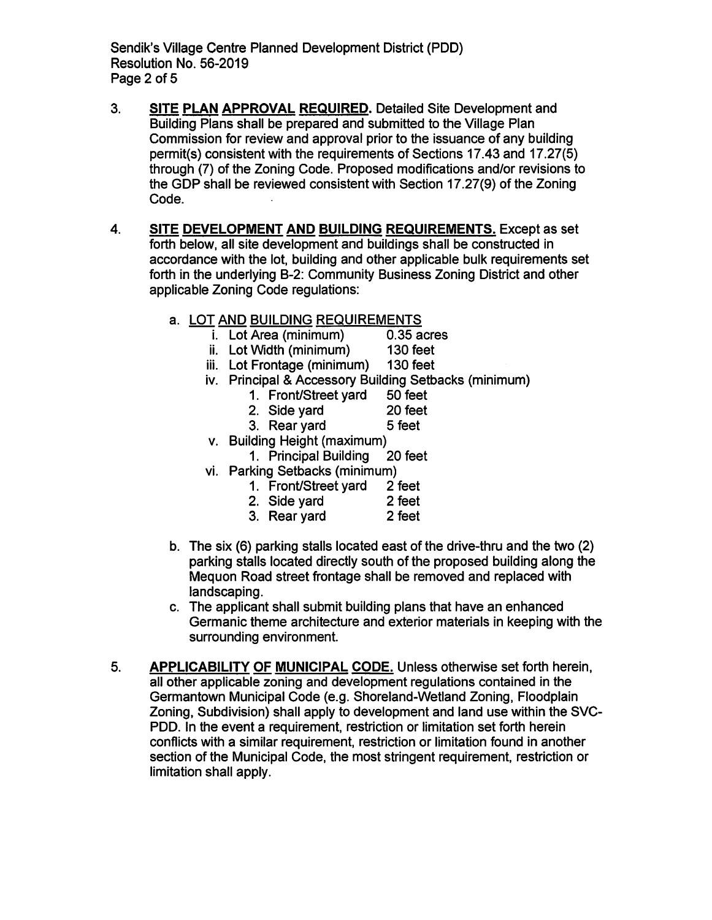3. **SITE PLAN APPROVAL REQUIRED.** Detailed Site Development and Building Plans shall be prepared and submitted to the Village Plan Commission for review and approval prior to the issuance of any building permit(s) consistent with the requirements of Sections 17.43 and 17.27(5) through (7) of the Zoning Code. Proposed modifications and/or revisions to the GDP shall be reviewed consistent with Section 17.27(9) of the Zoning Code.

4. **SITE DEVELOPMENT AND BUILDING REQUIREMENTS.** Except as set forth below, all site development and buildings shall be constructed in accordance with the lot, building and other applicable bulk requirements set forth in the underlying B-2: Community Business Zoning District and other applicable Zoning Code regulations:

   a. LOT AND BUILDING REQUIREMENTS
      - i. Lot Area (minimum) 0.35 acres
      - ii. Lot Width (minimum) 130 feet
      - iii. Lot Frontage (minimum) 130 feet
      - iv. Principal & Accessory Building Setbacks (minimum)
        1. Front/Street yard 50 feet
        2. Side yard 20 feet
        3. Rear yard 5 feet
      - v. Building Height (maximum)
        1. Principal Building 20 feet
      - vi. Parking Setbacks (minimum)
        1. Front/Street yard 2 feet
        2. Side yard 2 feet
        3. Rear yard 2 feet

   b. The six (6) parking stalls located east of the drive-thru and the two (2) parking stalls located directly south of the proposed building along the Mequon Road street frontage shall be removed and replaced with landscaping.

   c. The applicant shall submit building plans that have an enhanced Germanic theme architecture and exterior materials in keeping with the surrounding environment.

5. **APPLICABILITY OF MUNICIPAL CODE.** Unless otherwise set forth herein, all other applicable zoning and development regulations contained in the Germantown Municipal Code (e.g. Shoreland-Wetland Zoning, Floodplain Zoning, Subdivision) shall apply to development and land use within the SVC-PDD. In the event a requirement, restriction or limitation set forth herein conflicts with a similar requirement, restriction or limitation found in another section of the Municipal Code, the most stringent requirement, restriction or limitation shall apply.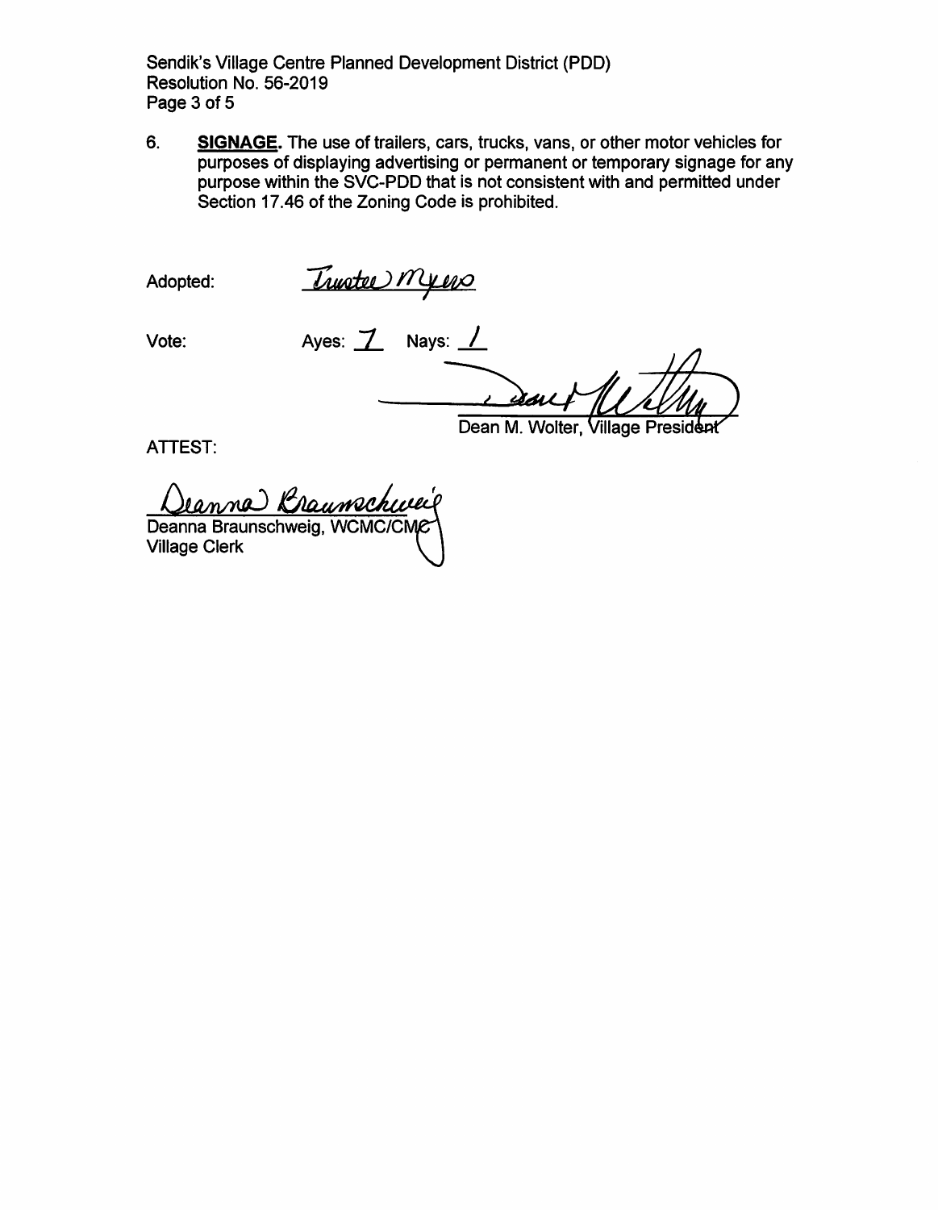6. **SIGNAGE.** The use of trailers, cars, trucks, vans, or other motor vehicles for purposes of displaying advertising or permanent or temporary signage for any purpose within the SVC-PDD that is not consistent with and permitted under Section 17.46 of the Zoning Code is prohibited.

Adopted: Trustee Myers

Vote: Ayes: 7 Nays: 1

Dean M. Wolter, Village President

ATTEST:

Deanna Braunschweig, WCMC/CMC
Village Clerk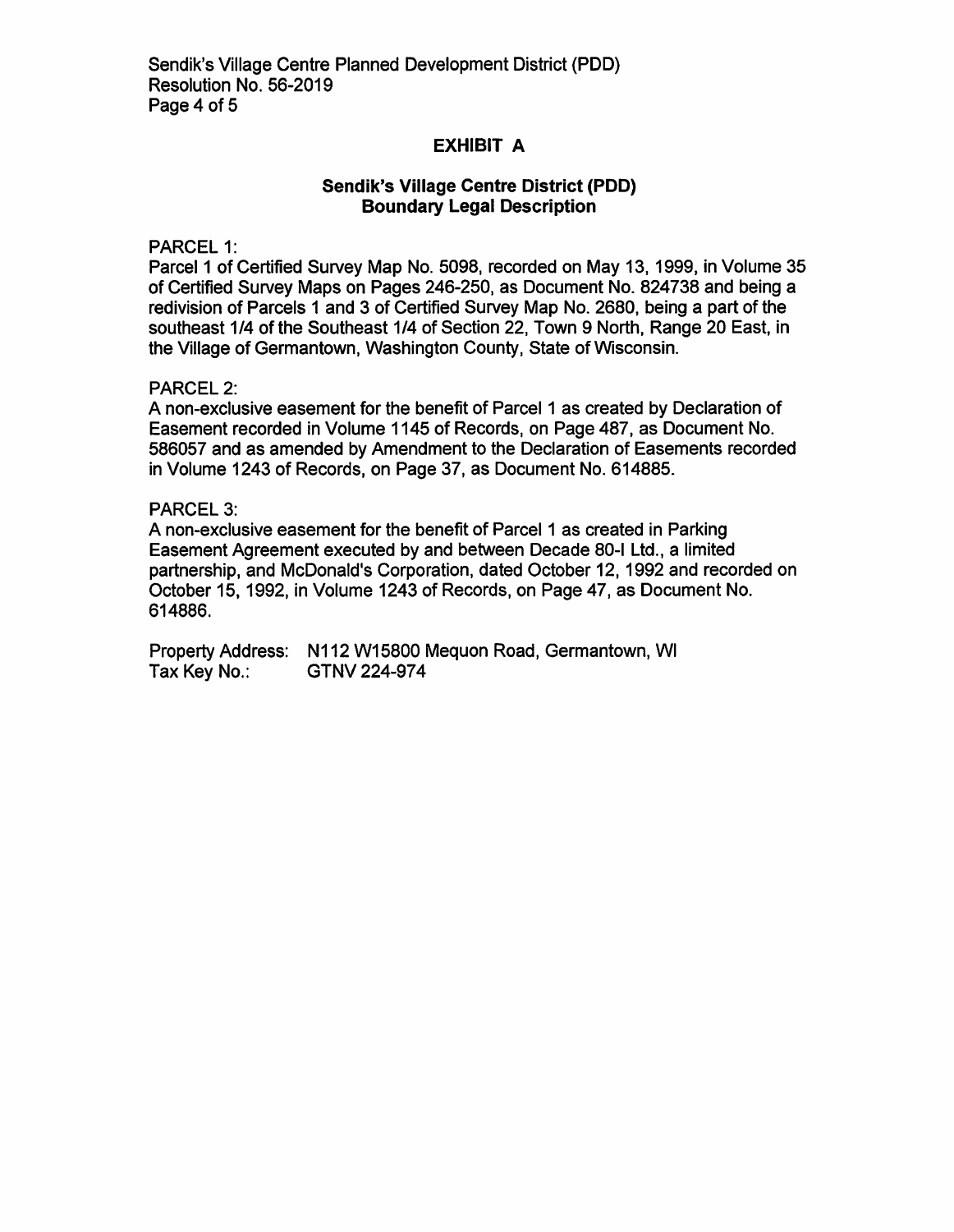# EXHIBIT A

## Sendik's Village Centre District (PDD)
## Boundary Legal Description

PARCEL 1:
Parcel 1 of Certified Survey Map No. 5098, recorded on May 13, 1999, in Volume 35 of Certified Survey Maps on Pages 246-250, as Document No. 824738 and being a redivision of Parcels 1 and 3 of Certified Survey Map No. 2680, being a part of the southeast 1/4 of the Southeast 1/4 of Section 22, Town 9 North, Range 20 East, in the Village of Germantown, Washington County, State of Wisconsin.

PARCEL 2:
A non-exclusive easement for the benefit of Parcel 1 as created by Declaration of Easement recorded in Volume 1145 of Records, on Page 487, as Document No. 586057 and as amended by Amendment to the Declaration of Easements recorded in Volume 1243 of Records, on Page 37, as Document No. 614885.

PARCEL 3:
A non-exclusive easement for the benefit of Parcel 1 as created in Parking Easement Agreement executed by and between Decade 80-I Ltd., a limited partnership, and McDonald's Corporation, dated October 12, 1992 and recorded on October 15, 1992, in Volume 1243 of Records, on Page 47, as Document No. 614886.

Property Address: N112 W15800 Mequon Road, Germantown, WI
Tax Key No.: GTNV 224-974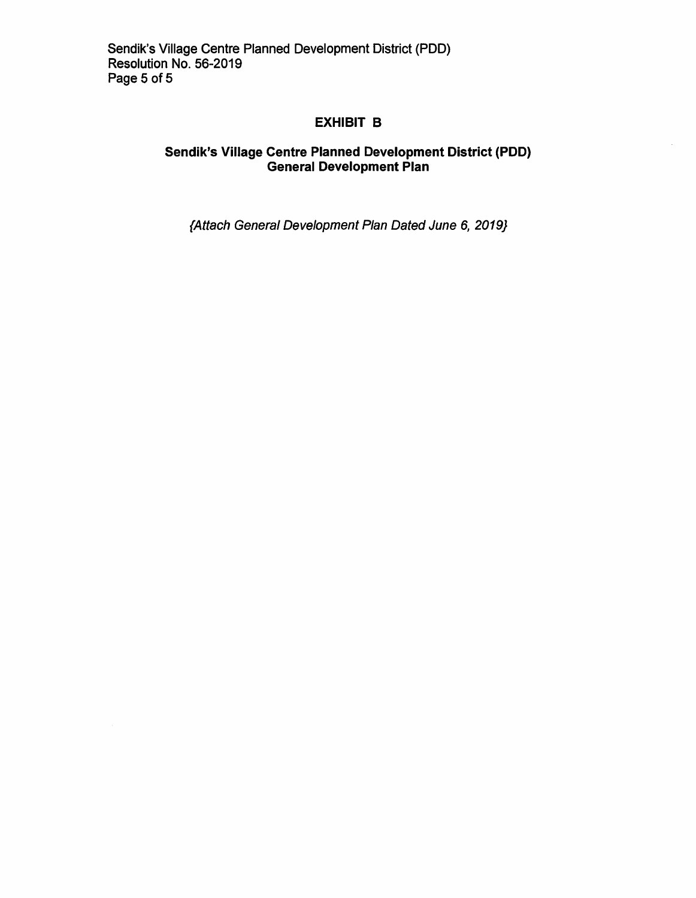# EXHIBIT B

## Sendik's Village Centre Planned Development District (PDD)
## General Development Plan

*{Attach General Development Plan Dated June 6, 2019}*